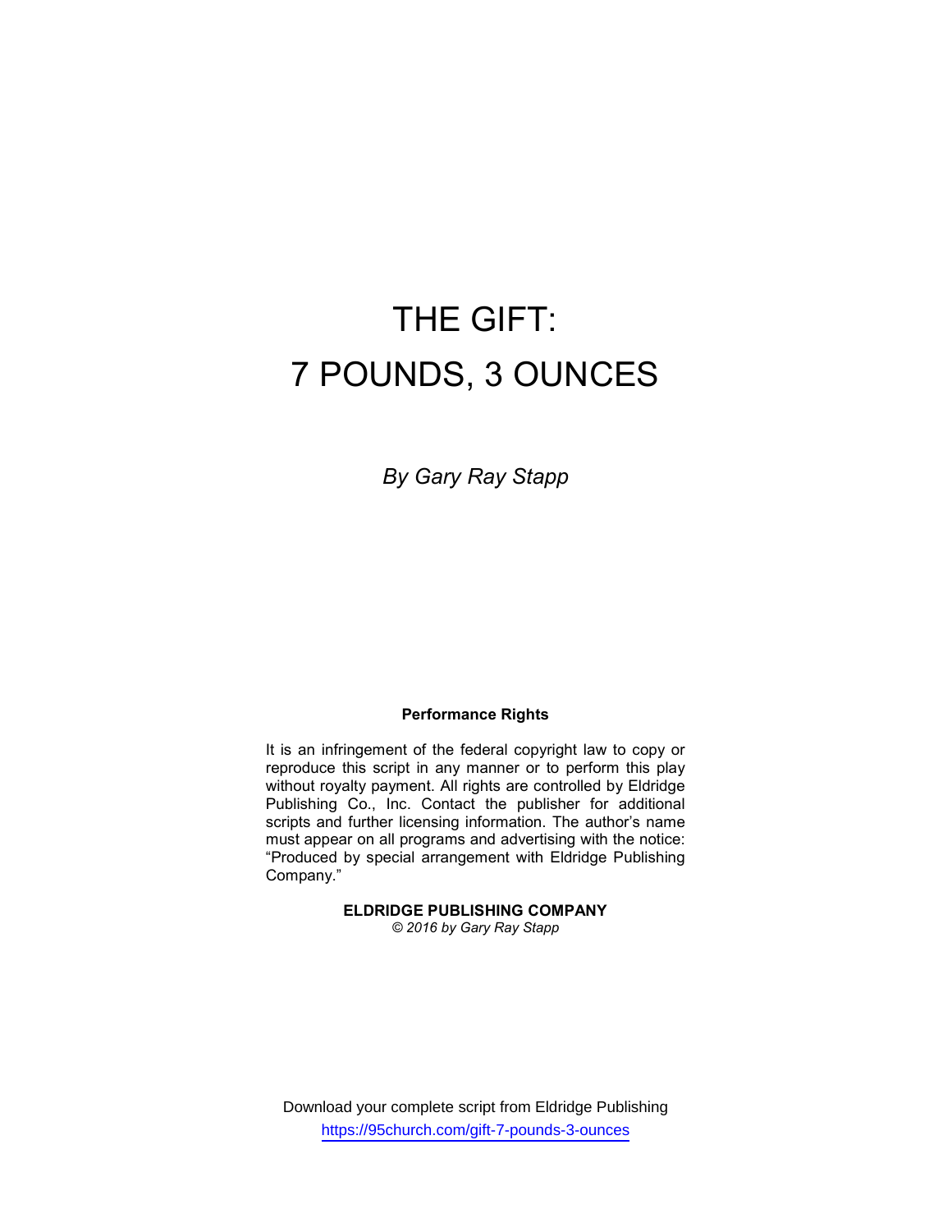# THE GIFT:
# 7 POUNDS, 3 OUNCES

*By Gary Ray Stapp*

**Performance Rights**

It is an infringement of the federal copyright law to copy or reproduce this script in any manner or to perform this play without royalty payment. All rights are controlled by Eldridge Publishing Co., Inc. Contact the publisher for additional scripts and further licensing information. The author's name must appear on all programs and advertising with the notice: "Produced by special arrangement with Eldridge Publishing Company."

**ELDRIDGE PUBLISHING COMPANY**
*© 2016 by Gary Ray Stapp*

Download your complete script from Eldridge Publishing
https://95church.com/gift-7-pounds-3-ounces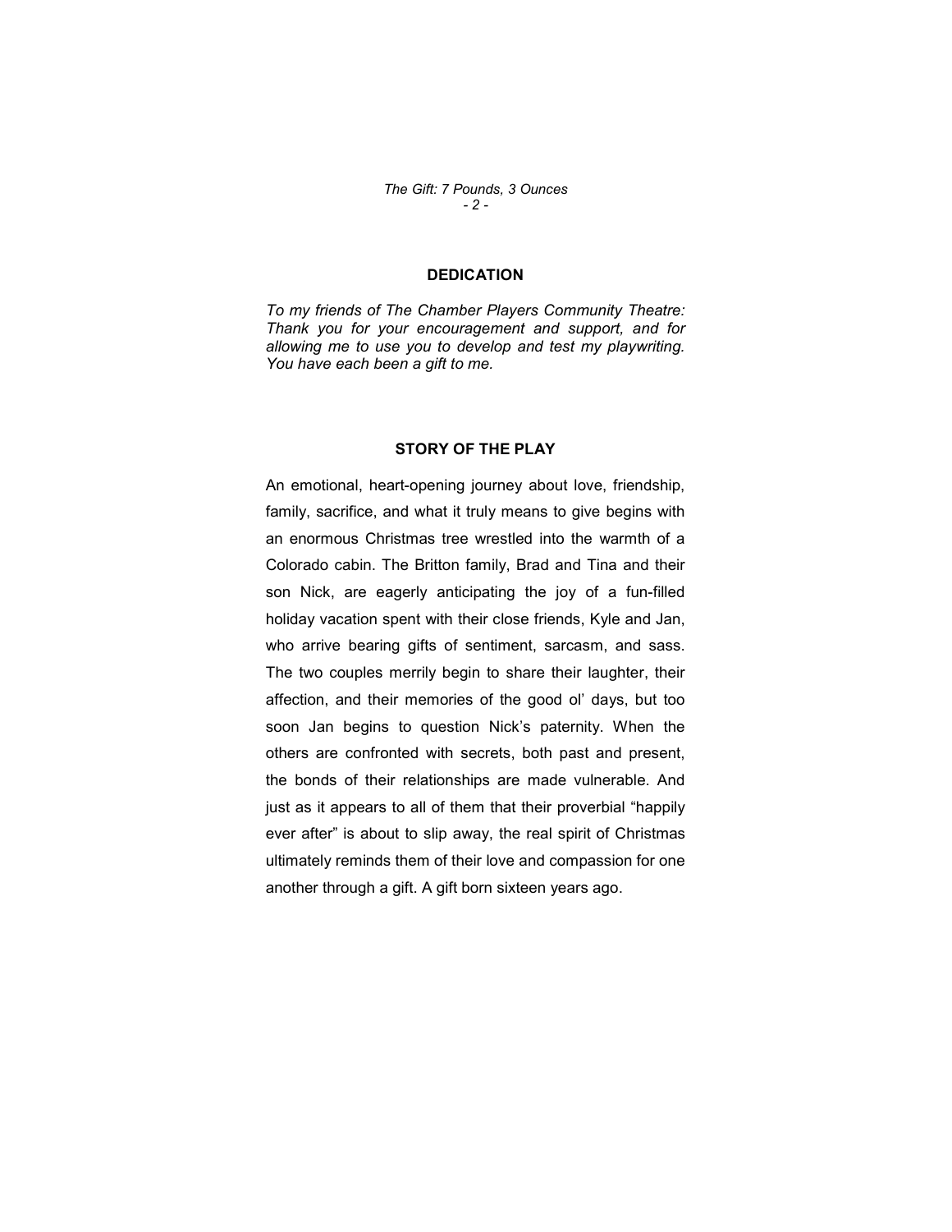## DEDICATION

*To my friends of The Chamber Players Community Theatre: Thank you for your encouragement and support, and for allowing me to use you to develop and test my playwriting. You have each been a gift to me.*

## STORY OF THE PLAY

An emotional, heart-opening journey about love, friendship, family, sacrifice, and what it truly means to give begins with an enormous Christmas tree wrestled into the warmth of a Colorado cabin. The Britton family, Brad and Tina and their son Nick, are eagerly anticipating the joy of a fun-filled holiday vacation spent with their close friends, Kyle and Jan, who arrive bearing gifts of sentiment, sarcasm, and sass. The two couples merrily begin to share their laughter, their affection, and their memories of the good ol' days, but too soon Jan begins to question Nick's paternity. When the others are confronted with secrets, both past and present, the bonds of their relationships are made vulnerable. And just as it appears to all of them that their proverbial "happily ever after" is about to slip away, the real spirit of Christmas ultimately reminds them of their love and compassion for one another through a gift. A gift born sixteen years ago.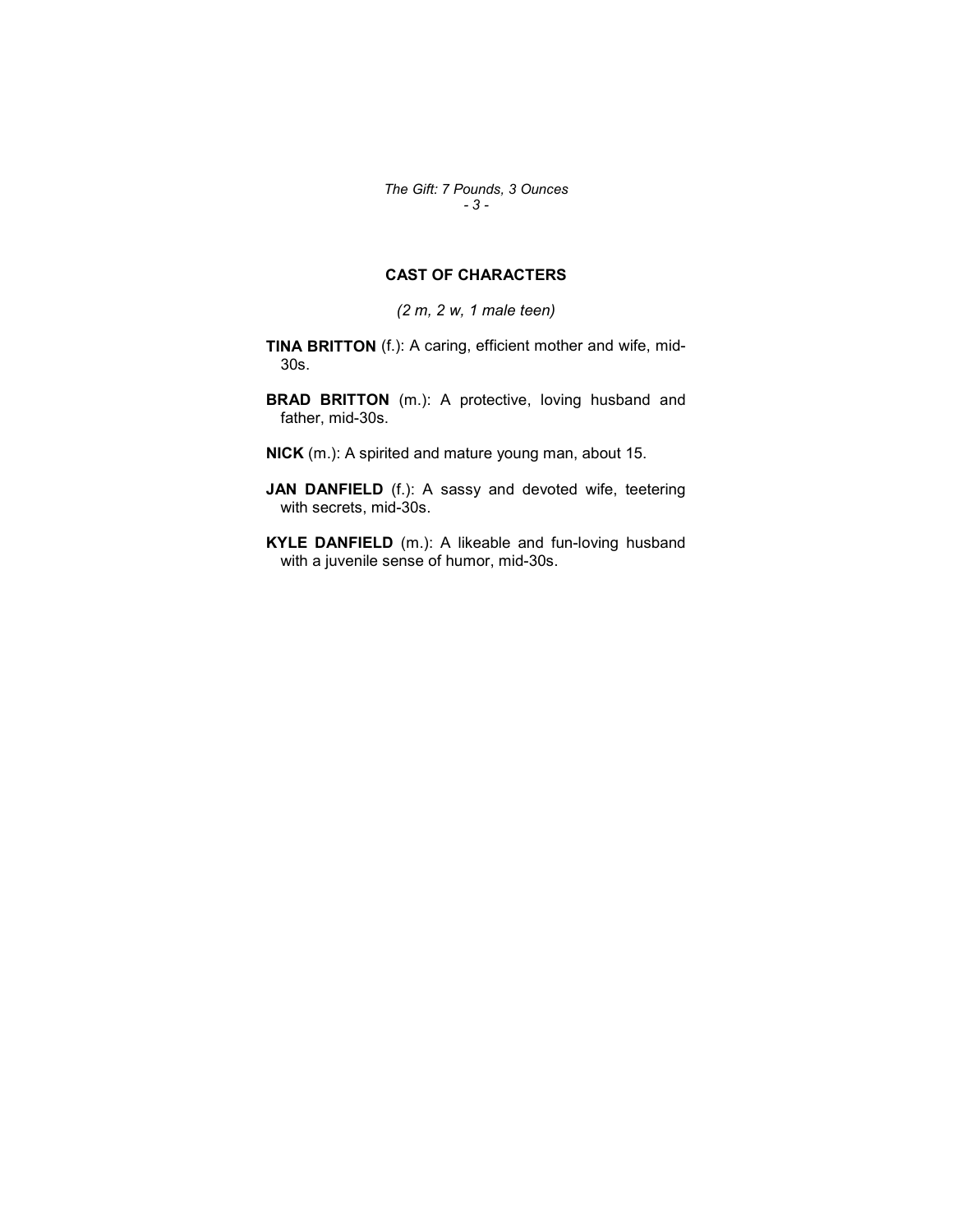## CAST OF CHARACTERS

*(2 m, 2 w, 1 male teen)*

**TINA BRITTON** (f.): A caring, efficient mother and wife, mid-30s.

**BRAD BRITTON** (m.): A protective, loving husband and father, mid-30s.

**NICK** (m.): A spirited and mature young man, about 15.

**JAN DANFIELD** (f.): A sassy and devoted wife, teetering with secrets, mid-30s.

**KYLE DANFIELD** (m.): A likeable and fun-loving husband with a juvenile sense of humor, mid-30s.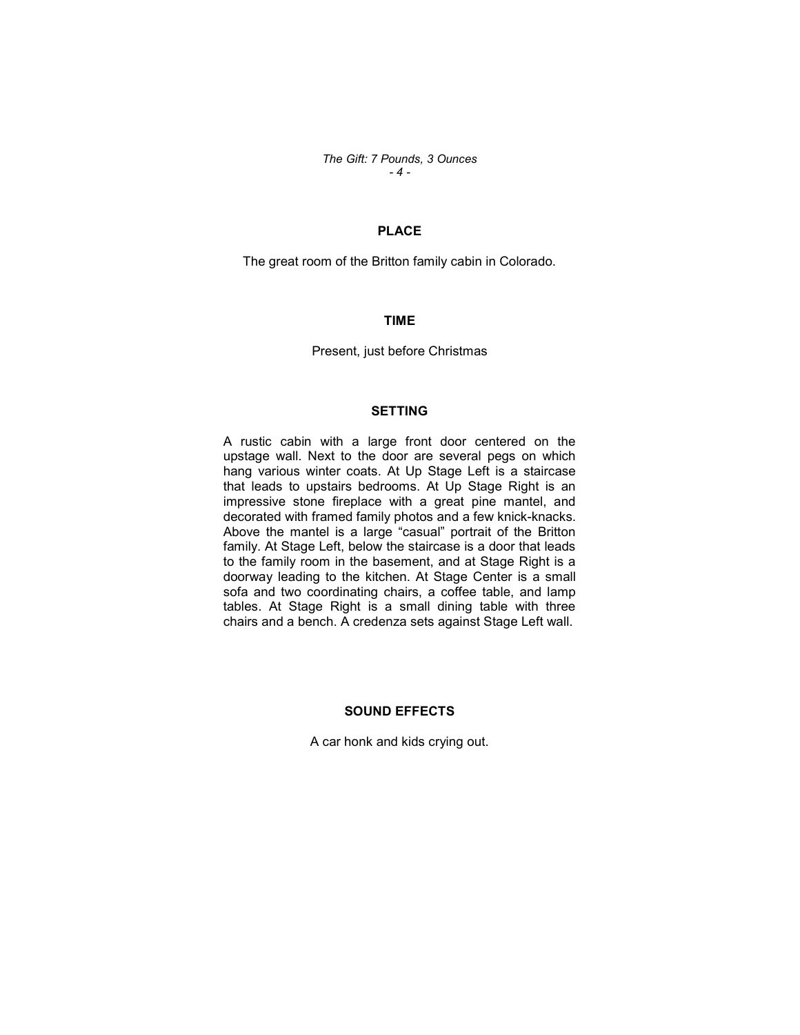## PLACE

The great room of the Britton family cabin in Colorado.

## TIME

Present, just before Christmas

## SETTING

A rustic cabin with a large front door centered on the upstage wall. Next to the door are several pegs on which hang various winter coats. At Up Stage Left is a staircase that leads to upstairs bedrooms. At Up Stage Right is an impressive stone fireplace with a great pine mantel, and decorated with framed family photos and a few knick-knacks. Above the mantel is a large "casual" portrait of the Britton family. At Stage Left, below the staircase is a door that leads to the family room in the basement, and at Stage Right is a doorway leading to the kitchen. At Stage Center is a small sofa and two coordinating chairs, a coffee table, and lamp tables. At Stage Right is a small dining table with three chairs and a bench. A credenza sets against Stage Left wall.

## SOUND EFFECTS

A car honk and kids crying out.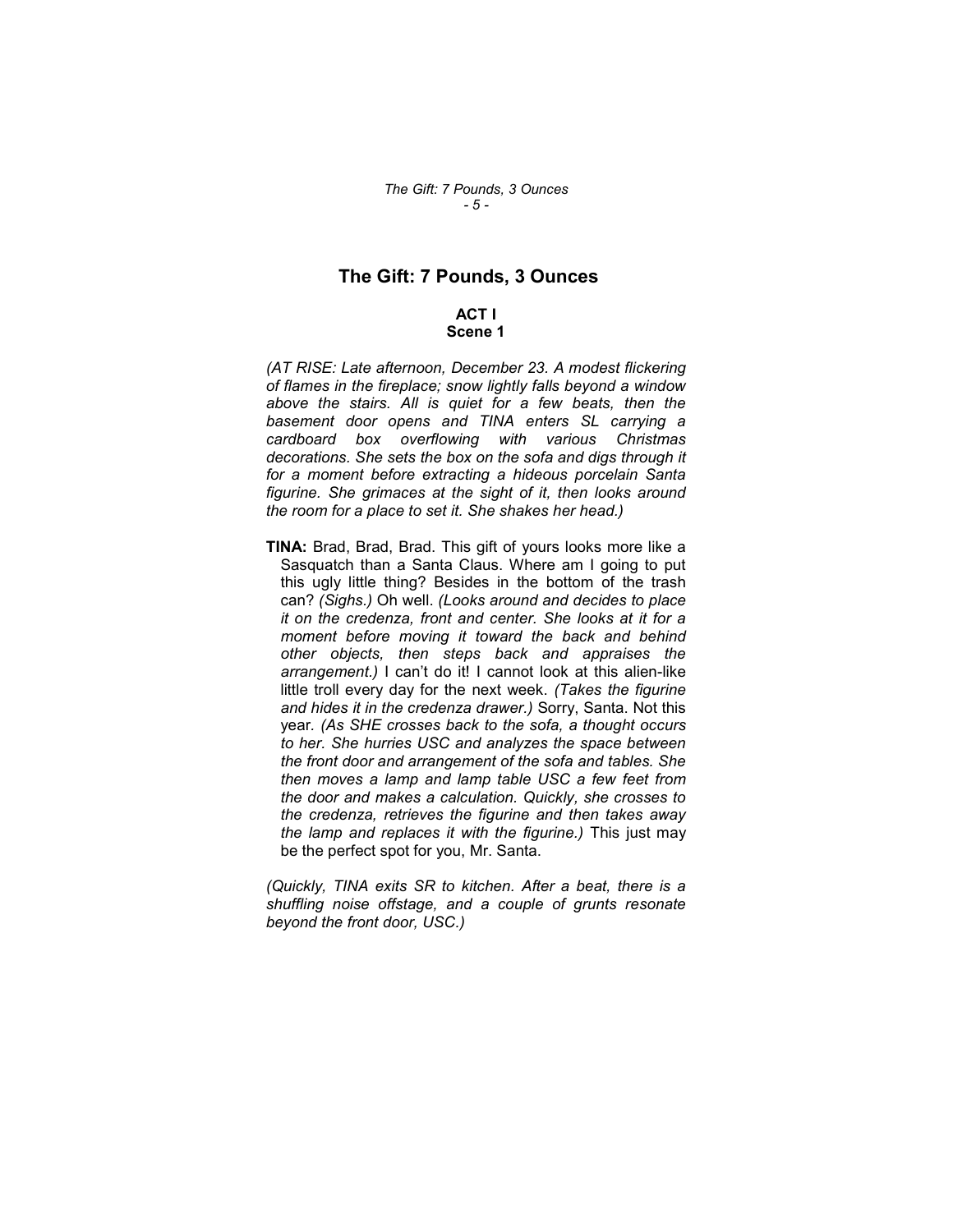# The Gift: 7 Pounds, 3 Ounces

### ACT I
### Scene 1

*(AT RISE: Late afternoon, December 23. A modest flickering of flames in the fireplace; snow lightly falls beyond a window above the stairs. All is quiet for a few beats, then the basement door opens and TINA enters SL carrying a cardboard box overflowing with various Christmas decorations. She sets the box on the sofa and digs through it for a moment before extracting a hideous porcelain Santa figurine. She grimaces at the sight of it, then looks around the room for a place to set it. She shakes her head.)*

**TINA:** Brad, Brad, Brad. This gift of yours looks more like a Sasquatch than a Santa Claus. Where am I going to put this ugly little thing? Besides in the bottom of the trash can? *(Sighs.)* Oh well. *(Looks around and decides to place it on the credenza, front and center. She looks at it for a moment before moving it toward the back and behind other objects, then steps back and appraises the arrangement.)* I can't do it! I cannot look at this alien-like little troll every day for the next week. *(Takes the figurine and hides it in the credenza drawer.)* Sorry, Santa. Not this year. *(As SHE crosses back to the sofa, a thought occurs to her. She hurries USC and analyzes the space between the front door and arrangement of the sofa and tables. She then moves a lamp and lamp table USC a few feet from the door and makes a calculation. Quickly, she crosses to the credenza, retrieves the figurine and then takes away the lamp and replaces it with the figurine.)* This just may be the perfect spot for you, Mr. Santa.

*(Quickly, TINA exits SR to kitchen. After a beat, there is a shuffling noise offstage, and a couple of grunts resonate beyond the front door, USC.)*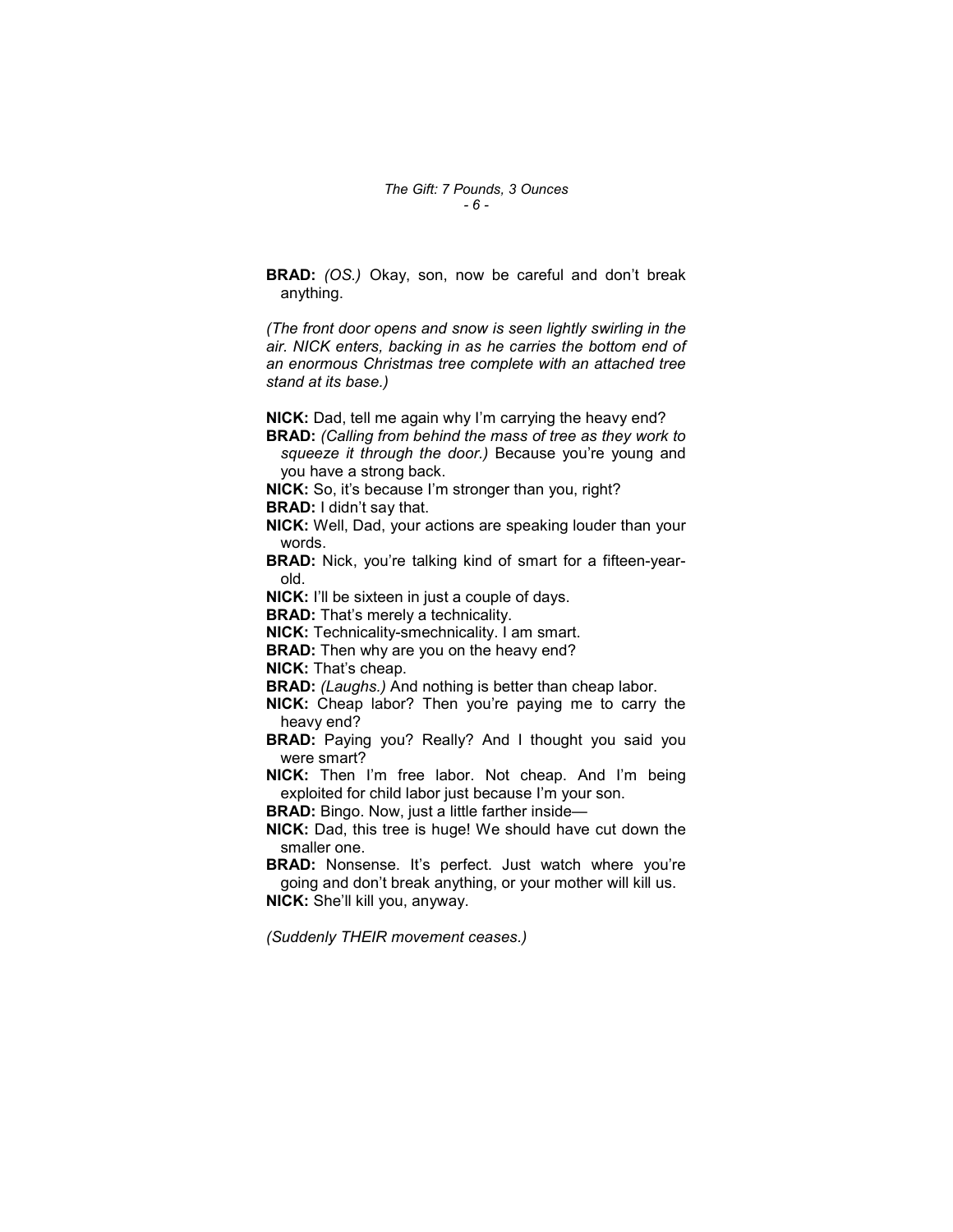**BRAD:** *(OS.)* Okay, son, now be careful and don't break anything.

*(The front door opens and snow is seen lightly swirling in the air. NICK enters, backing in as he carries the bottom end of an enormous Christmas tree complete with an attached tree stand at its base.)*

**NICK:** Dad, tell me again why I'm carrying the heavy end?

**BRAD:** *(Calling from behind the mass of tree as they work to squeeze it through the door.)* Because you're young and you have a strong back.

**NICK:** So, it's because I'm stronger than you, right?

**BRAD:** I didn't say that.

**NICK:** Well, Dad, your actions are speaking louder than your words.

**BRAD:** Nick, you're talking kind of smart for a fifteen-year-old.

**NICK:** I'll be sixteen in just a couple of days.

**BRAD:** That's merely a technicality.

**NICK:** Technicality-smechnicality. I am smart.

**BRAD:** Then why are you on the heavy end?

**NICK:** That's cheap.

**BRAD:** *(Laughs.)* And nothing is better than cheap labor.

**NICK:** Cheap labor? Then you're paying me to carry the heavy end?

**BRAD:** Paying you? Really? And I thought you said you were smart?

**NICK:** Then I'm free labor. Not cheap. And I'm being exploited for child labor just because I'm your son.

**BRAD:** Bingo. Now, just a little farther inside—

**NICK:** Dad, this tree is huge! We should have cut down the smaller one.

**BRAD:** Nonsense. It's perfect. Just watch where you're going and don't break anything, or your mother will kill us.

**NICK:** She'll kill you, anyway.

*(Suddenly THEIR movement ceases.)*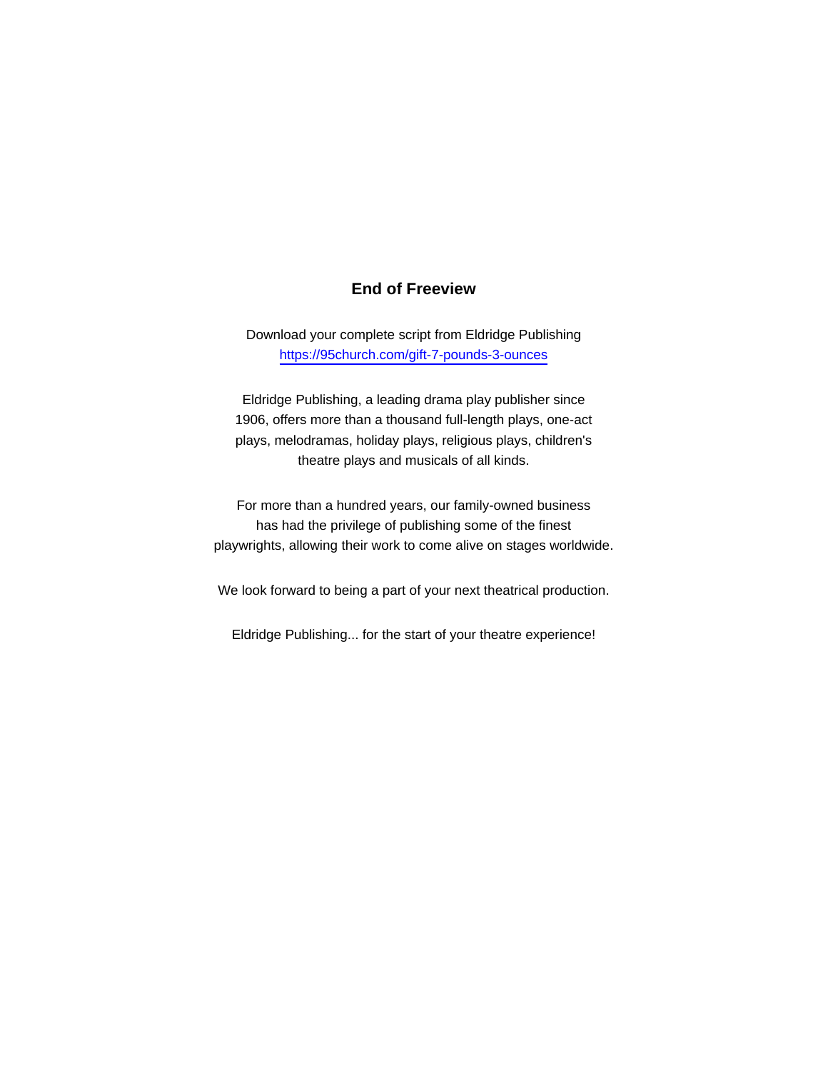**End of Freeview**

Download your complete script from Eldridge Publishing
https://95church.com/gift-7-pounds-3-ounces

Eldridge Publishing, a leading drama play publisher since 1906, offers more than a thousand full-length plays, one-act plays, melodramas, holiday plays, religious plays, children's theatre plays and musicals of all kinds.

For more than a hundred years, our family-owned business has had the privilege of publishing some of the finest playwrights, allowing their work to come alive on stages worldwide.

We look forward to being a part of your next theatrical production.

Eldridge Publishing... for the start of your theatre experience!